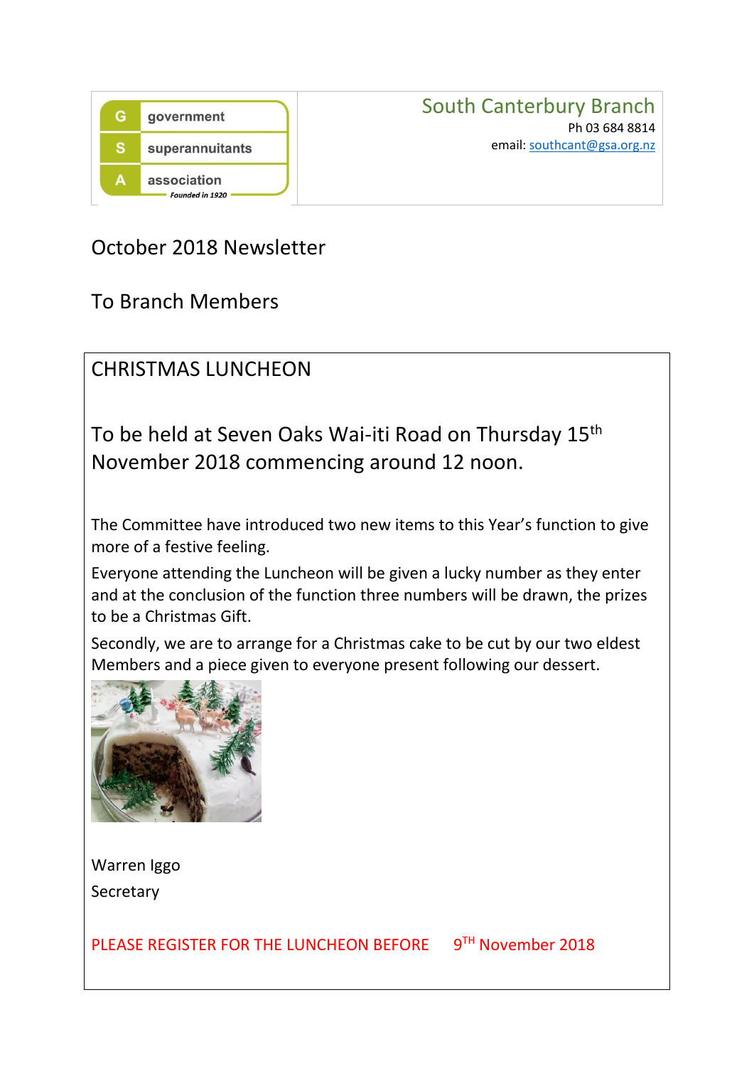government
superannuitants
association
*Founded in 1920*

South Canterbury Branch
Ph 03 684 8814
email: southcant@gsa.org.nz

October 2018 Newsletter

To Branch Members

## CHRISTMAS LUNCHEON

To be held at Seven Oaks Wai-iti Road on Thursday 15th November 2018 commencing around 12 noon.

The Committee have introduced two new items to this Year's function to give more of a festive feeling.

Everyone attending the Luncheon will be given a lucky number as they enter and at the conclusion of the function three numbers will be drawn, the prizes to be a Christmas Gift.

Secondly, we are to arrange for a Christmas cake to be cut by our two eldest Members and a piece given to everyone present following our dessert.

Warren Iggo
Secretary

PLEASE REGISTER FOR THE LUNCHEON BEFORE 9TH November 2018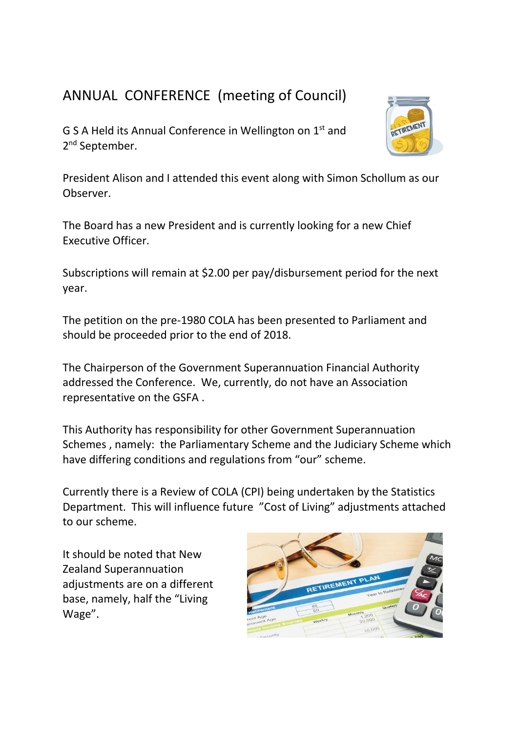# ANNUAL CONFERENCE (meeting of Council)

G S A Held its Annual Conference in Wellington on 1st and 2nd September.

President Alison and I attended this event along with Simon Schollum as our Observer.

The Board has a new President and is currently looking for a new Chief Executive Officer.

Subscriptions will remain at $2.00 per pay/disbursement period for the next year.

The petition on the pre-1980 COLA has been presented to Parliament and should be proceeded prior to the end of 2018.

The Chairperson of the Government Superannuation Financial Authority addressed the Conference. We, currently, do not have an Association representative on the GSFA .

This Authority has responsibility for other Government Superannuation Schemes , namely: the Parliamentary Scheme and the Judiciary Scheme which have differing conditions and regulations from “our” scheme.

Currently there is a Review of COLA (CPI) being undertaken by the Statistics Department. This will influence future ”Cost of Living” adjustments attached to our scheme.

It should be noted that New Zealand Superannuation adjustments are on a different base, namely, half the “Living Wage”.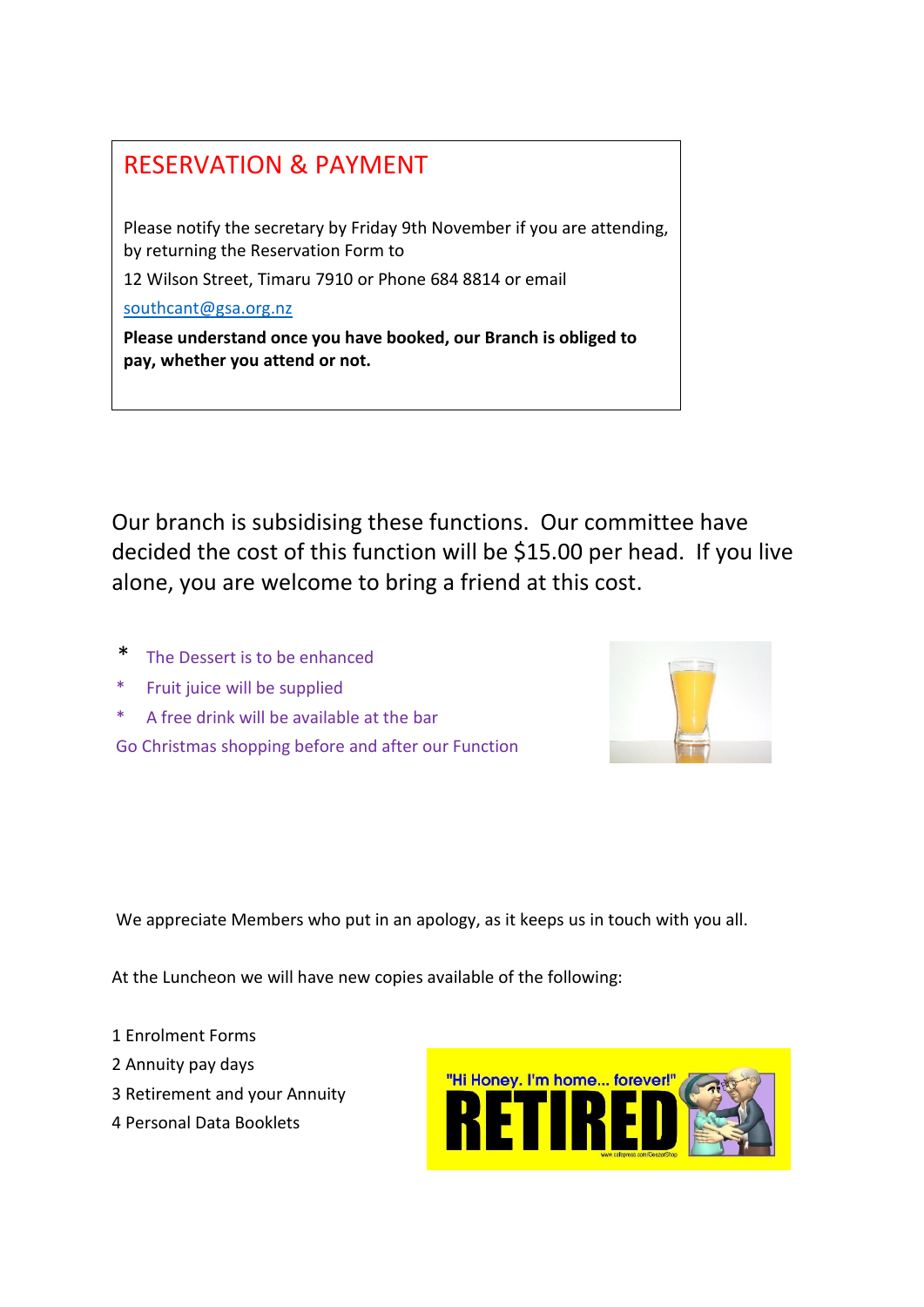## RESERVATION & PAYMENT

Please notify the secretary by Friday 9th November if you are attending, by returning the Reservation Form to

12 Wilson Street, Timaru 7910 or Phone 684 8814 or email

southcant@gsa.org.nz

**Please understand once you have booked, our Branch is obliged to pay, whether you attend or not.**

Our branch is subsidising these functions. Our committee have decided the cost of this function will be $15.00 per head. If you live alone, you are welcome to bring a friend at this cost.

* The Dessert is to be enhanced
* Fruit juice will be supplied
* A free drink will be available at the bar

Go Christmas shopping before and after our Function

We appreciate Members who put in an apology, as it keeps us in touch with you all.

At the Luncheon we will have new copies available of the following:

1 Enrolment Forms
2 Annuity pay days
3 Retirement and your Annuity
4 Personal Data Booklets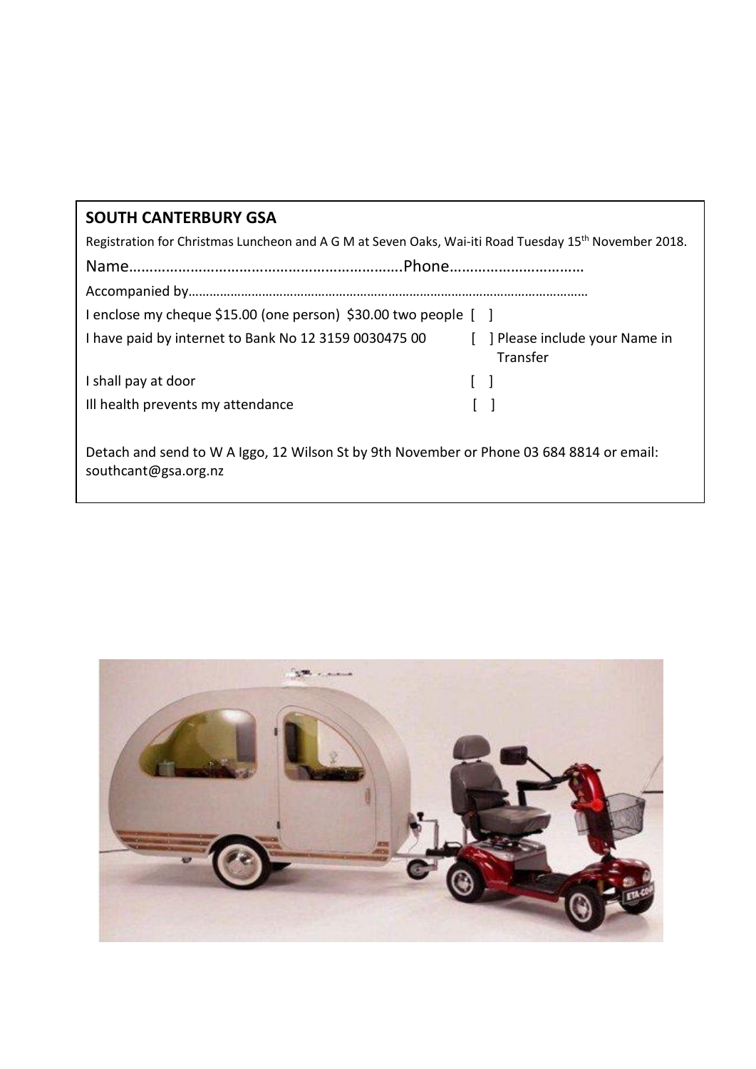**SOUTH CANTERBURY GSA**

Registration for Christmas Luncheon and A G M at Seven Oaks, Wai-iti Road Tuesday 15th November 2018.

Name………………………………………………………….Phone……………………………

Accompanied by……………………………………………………………………………………………

I enclose my cheque $15.00 (one person) $30.00 two people [ ]

I have paid by internet to Bank No 12 3159 0030475 00 [ ] Please include your Name in Transfer

I shall pay at door [ ]

Ill health prevents my attendance [ ]

Detach and send to W A Iggo, 12 Wilson St by 9th November or Phone 03 684 8814 or email: southcant@gsa.org.nz